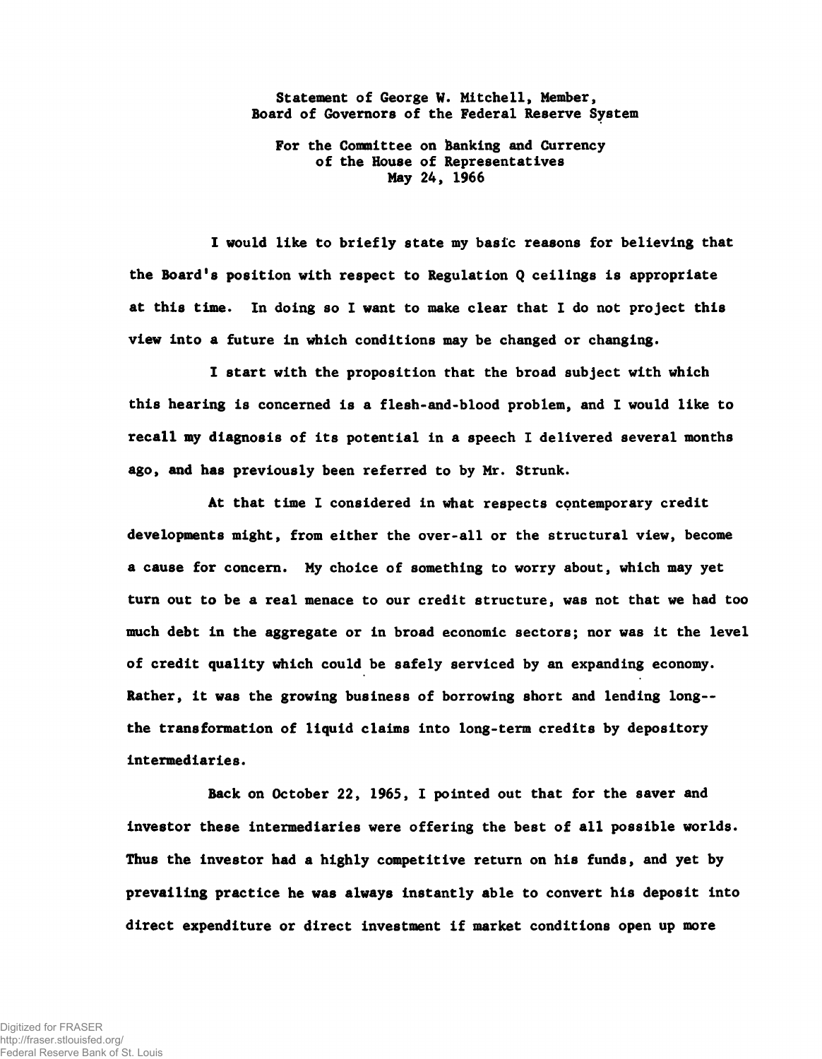Statement of George W. Mitchell, Member,
Board of Governors of the Federal Reserve System

For the Committee on Banking and Currency
of the House of Representatives
May 24, 1966

I would like to briefly state my basic reasons for believing that the Board's position with respect to Regulation Q ceilings is appropriate at this time. In doing so I want to make clear that I do not project this view into a future in which conditions may be changed or changing.

I start with the proposition that the broad subject with which this hearing is concerned is a flesh-and-blood problem, and I would like to recall my diagnosis of its potential in a speech I delivered several months ago, and has previously been referred to by Mr. Strunk.

At that time I considered in what respects contemporary credit developments might, from either the over-all or the structural view, become a cause for concern. My choice of something to worry about, which may yet turn out to be a real menace to our credit structure, was not that we had too much debt in the aggregate or in broad economic sectors; nor was it the level of credit quality which could be safely serviced by an expanding economy. Rather, it was the growing business of borrowing short and lending long--the transformation of liquid claims into long-term credits by depository intermediaries.

Back on October 22, 1965, I pointed out that for the saver and investor these intermediaries were offering the best of all possible worlds. Thus the investor had a highly competitive return on his funds, and yet by prevailing practice he was always instantly able to convert his deposit into direct expenditure or direct investment if market conditions open up more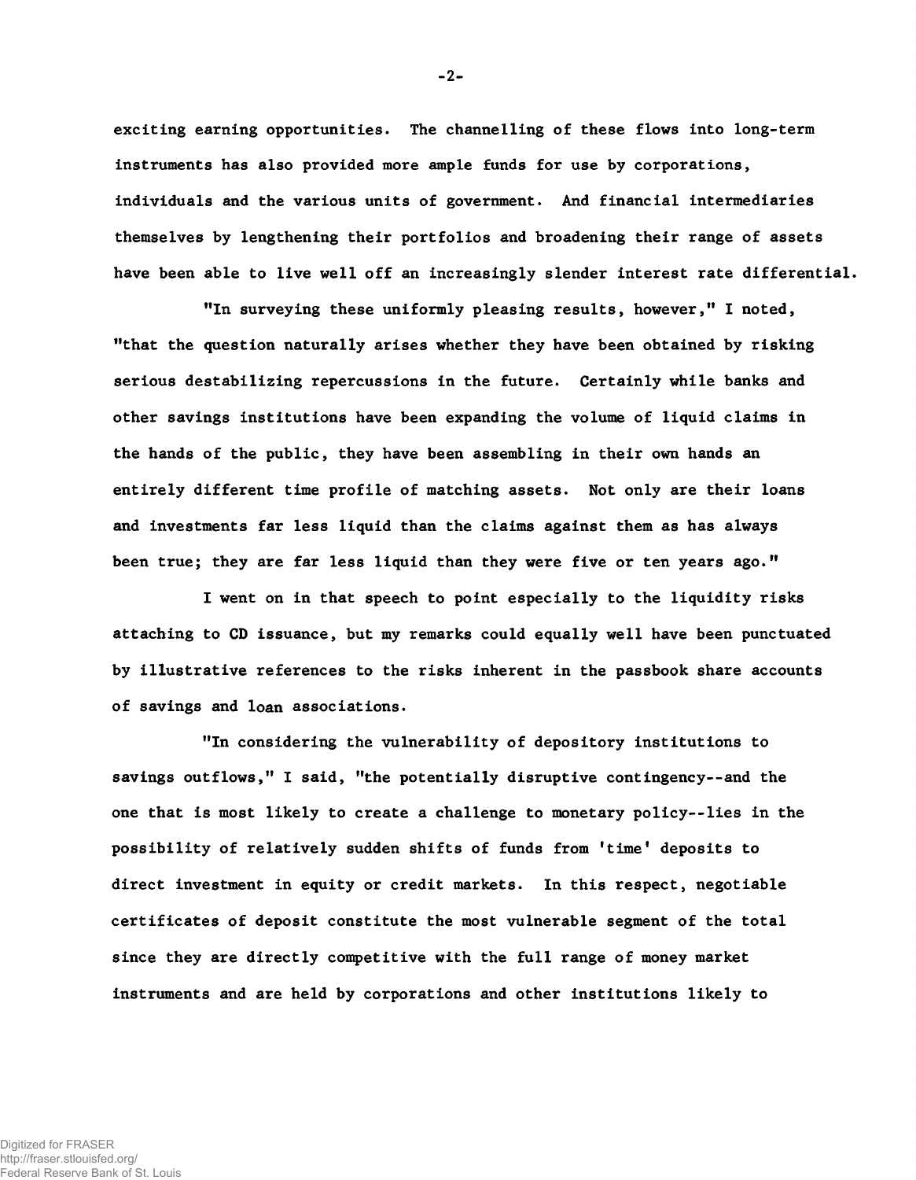exciting earning opportunities. The channelling of these flows into long-term instruments has also provided more ample funds for use by corporations, individuals and the various units of government. And financial intermediaries themselves by lengthening their portfolios and broadening their range of assets have been able to live well off an increasingly slender interest rate differential.

"In surveying these uniformly pleasing results, however," I noted, "that the question naturally arises whether they have been obtained by risking serious destabilizing repercussions in the future. Certainly while banks and other savings institutions have been expanding the volume of liquid claims in the hands of the public, they have been assembling in their own hands an entirely different time profile of matching assets. Not only are their loans and investments far less liquid than the claims against them as has always been true; they are far less liquid than they were five or ten years ago."

I went on in that speech to point especially to the liquidity risks attaching to CD issuance, but my remarks could equally well have been punctuated by illustrative references to the risks inherent in the passbook share accounts of savings and loan associations.

"In considering the vulnerability of depository institutions to savings outflows," I said, "the potentially disruptive contingency--and the one that is most likely to create a challenge to monetary policy--lies in the possibility of relatively sudden shifts of funds from 'time' deposits to direct investment in equity or credit markets. In this respect, negotiable certificates of deposit constitute the most vulnerable segment of the total since they are directly competitive with the full range of money market instruments and are held by corporations and other institutions likely to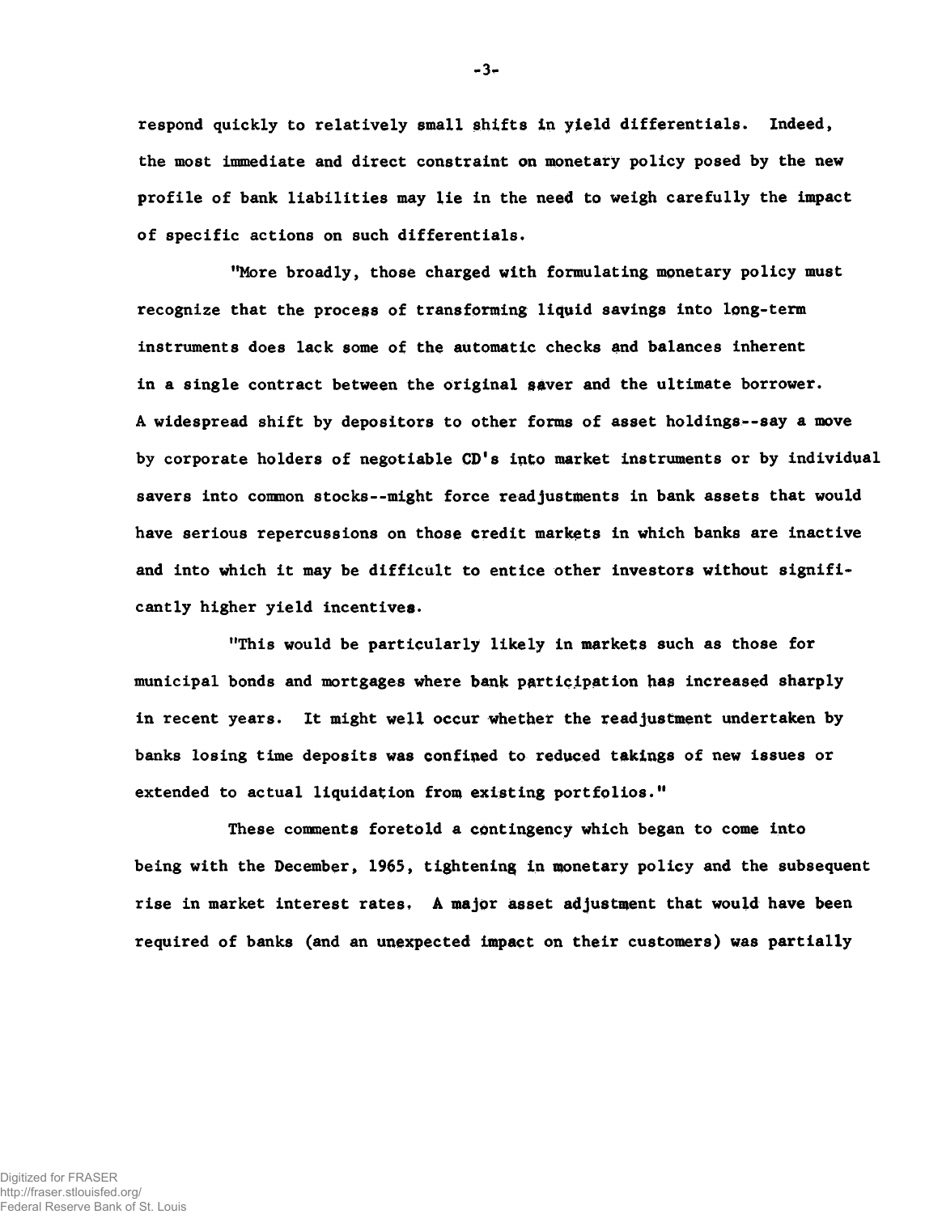respond quickly to relatively small shifts in yield differentials. Indeed, the most immediate and direct constraint on monetary policy posed by the new profile of bank liabilities may lie in the need to weigh carefully the impact of specific actions on such differentials.

"More broadly, those charged with formulating monetary policy must recognize that the process of transforming liquid savings into long-term instruments does lack some of the automatic checks and balances inherent in a single contract between the original saver and the ultimate borrower. A widespread shift by depositors to other forms of asset holdings--say a move by corporate holders of negotiable CD's into market instruments or by individual savers into common stocks--might force readjustments in bank assets that would have serious repercussions on those credit markets in which banks are inactive and into which it may be difficult to entice other investors without significantly higher yield incentives.

"This would be particularly likely in markets such as those for municipal bonds and mortgages where bank participation has increased sharply in recent years. It might well occur whether the readjustment undertaken by banks losing time deposits was confined to reduced takings of new issues or extended to actual liquidation from existing portfolios."

These comments foretold a contingency which began to come into being with the December, 1965, tightening in monetary policy and the subsequent rise in market interest rates. A major asset adjustment that would have been required of banks (and an unexpected impact on their customers) was partially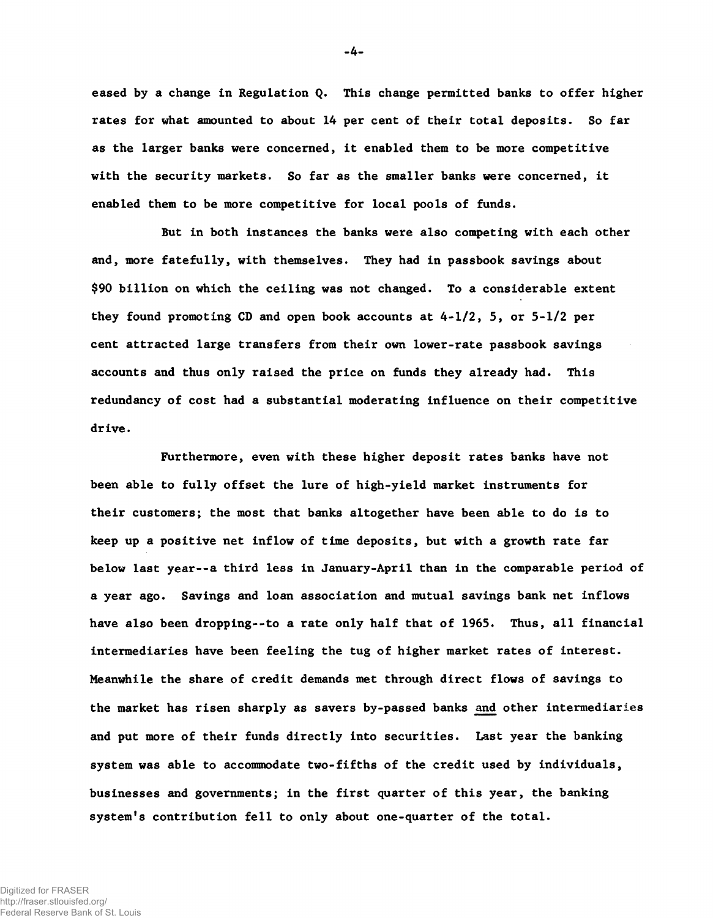eased by a change in Regulation Q. This change permitted banks to offer higher rates for what amounted to about 14 per cent of their total deposits. So far as the larger banks were concerned, it enabled them to be more competitive with the security markets. So far as the smaller banks were concerned, it enabled them to be more competitive for local pools of funds.

But in both instances the banks were also competing with each other and, more fatefully, with themselves. They had in passbook savings about $90 billion on which the ceiling was not changed. To a considerable extent they found promoting CD and open book accounts at 4-1/2, 5, or 5-1/2 per cent attracted large transfers from their own lower-rate passbook savings accounts and thus only raised the price on funds they already had. This redundancy of cost had a substantial moderating influence on their competitive drive.

Furthermore, even with these higher deposit rates banks have not been able to fully offset the lure of high-yield market instruments for their customers; the most that banks altogether have been able to do is to keep up a positive net inflow of time deposits, but with a growth rate far below last year--a third less in January-April than in the comparable period of a year ago. Savings and loan association and mutual savings bank net inflows have also been dropping--to a rate only half that of 1965. Thus, all financial intermediaries have been feeling the tug of higher market rates of interest. Meanwhile the share of credit demands met through direct flows of savings to the market has risen sharply as savers by-passed banks <u>and</u> other intermediaries and put more of their funds directly into securities. Last year the banking system was able to accommodate two-fifths of the credit used by individuals, businesses and governments; in the first quarter of this year, the banking system's contribution fell to only about one-quarter of the total.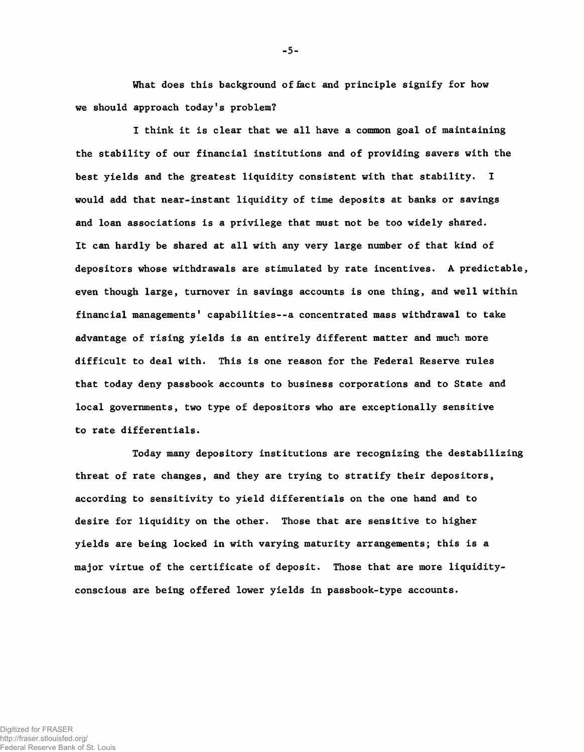What does this background of fact and principle signify for how we should approach today's problem?

I think it is clear that we all have a common goal of maintaining the stability of our financial institutions and of providing savers with the best yields and the greatest liquidity consistent with that stability. I would add that near-instant liquidity of time deposits at banks or savings and loan associations is a privilege that must not be too widely shared. It can hardly be shared at all with any very large number of that kind of depositors whose withdrawals are stimulated by rate incentives. A predictable, even though large, turnover in savings accounts is one thing, and well within financial managements' capabilities--a concentrated mass withdrawal to take advantage of rising yields is an entirely different matter and much more difficult to deal with. This is one reason for the Federal Reserve rules that today deny passbook accounts to business corporations and to State and local governments, two type of depositors who are exceptionally sensitive to rate differentials.

Today many depository institutions are recognizing the destabilizing threat of rate changes, and they are trying to stratify their depositors, according to sensitivity to yield differentials on the one hand and to desire for liquidity on the other. Those that are sensitive to higher yields are being locked in with varying maturity arrangements; this is a major virtue of the certificate of deposit. Those that are more liquidity-conscious are being offered lower yields in passbook-type accounts.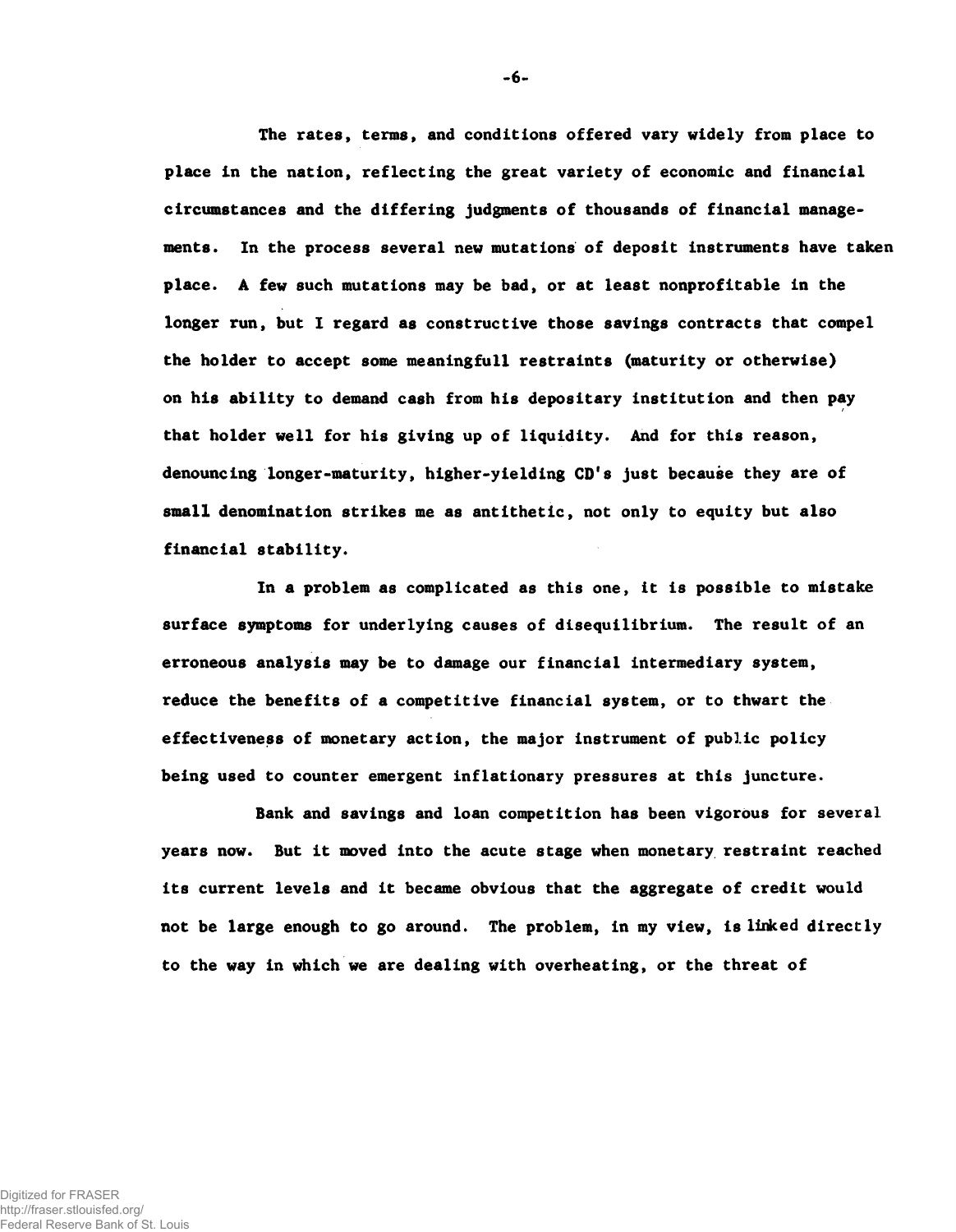The rates, terms, and conditions offered vary widely from place to place in the nation, reflecting the great variety of economic and financial circumstances and the differing judgments of thousands of financial managements. In the process several new mutations of deposit instruments have taken place. A few such mutations may be bad, or at least nonprofitable in the longer run, but I regard as constructive those savings contracts that compel the holder to accept some meaningfull restraints (maturity or otherwise) on his ability to demand cash from his depositary institution and then pay that holder well for his giving up of liquidity. And for this reason, denouncing longer-maturity, higher-yielding CD's just because they are of small denomination strikes me as antithetic, not only to equity but also financial stability.

In a problem as complicated as this one, it is possible to mistake surface symptoms for underlying causes of disequilibrium. The result of an erroneous analysis may be to damage our financial intermediary system, reduce the benefits of a competitive financial system, or to thwart the effectiveness of monetary action, the major instrument of public policy being used to counter emergent inflationary pressures at this juncture.

Bank and savings and loan competition has been vigorous for several years now. But it moved into the acute stage when monetary restraint reached its current levels and it became obvious that the aggregate of credit would not be large enough to go around. The problem, in my view, is linked directly to the way in which we are dealing with overheating, or the threat of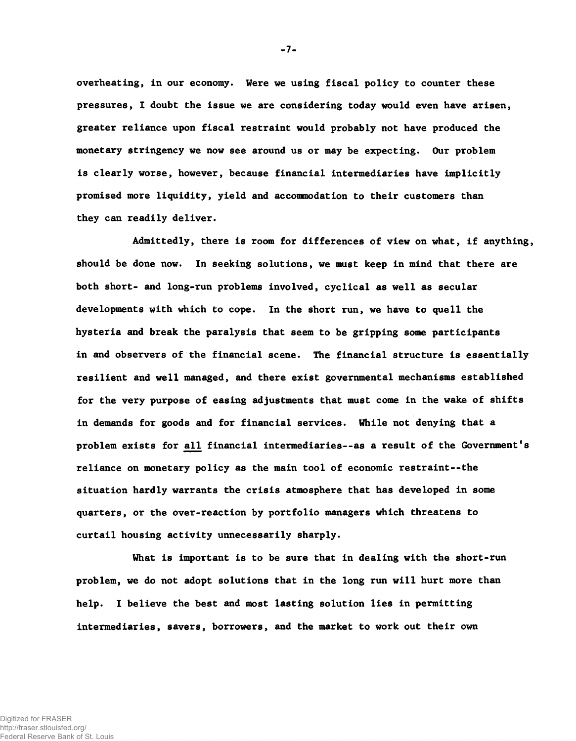overheating, in our economy. Were we using fiscal policy to counter these pressures, I doubt the issue we are considering today would even have arisen, greater reliance upon fiscal restraint would probably not have produced the monetary stringency we now see around us or may be expecting. Our problem is clearly worse, however, because financial intermediaries have implicitly promised more liquidity, yield and accommodation to their customers than they can readily deliver.

Admittedly, there is room for differences of view on what, if anything, should be done now. In seeking solutions, we must keep in mind that there are both short- and long-run problems involved, cyclical as well as secular developments with which to cope. In the short run, we have to quell the hysteria and break the paralysis that seem to be gripping some participants in and observers of the financial scene. The financial structure is essentially resilient and well managed, and there exist governmental mechanisms established for the very purpose of easing adjustments that must come in the wake of shifts in demands for goods and for financial services. While not denying that a problem exists for <u>all</u> financial intermediaries--as a result of the Government's reliance on monetary policy as the main tool of economic restraint--the situation hardly warrants the crisis atmosphere that has developed in some quarters, or the over-reaction by portfolio managers which threatens to curtail housing activity unnecessarily sharply.

What is important is to be sure that in dealing with the short-run problem, we do not adopt solutions that in the long run will hurt more than help. I believe the best and most lasting solution lies in permitting intermediaries, savers, borrowers, and the market to work out their own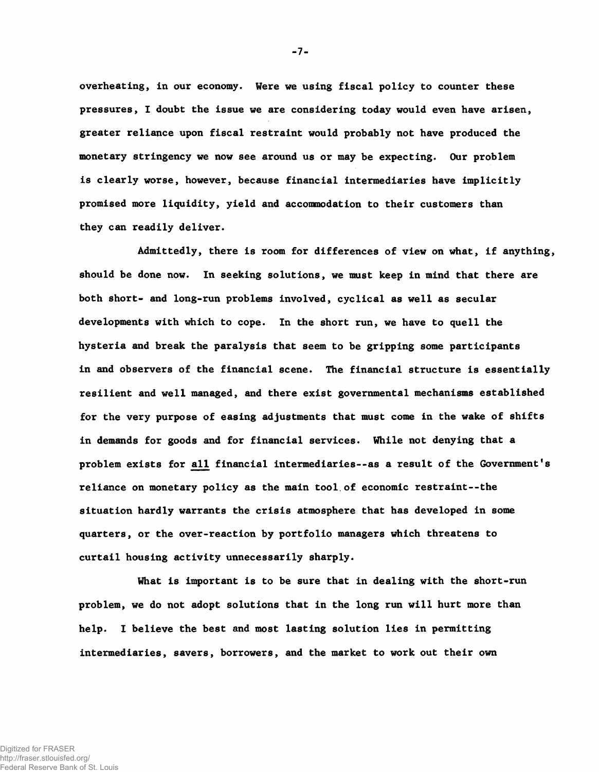overheating, in our economy. Were we using fiscal policy to counter these pressures, I doubt the issue we are considering today would even have arisen, greater reliance upon fiscal restraint would probably not have produced the monetary stringency we now see around us or may be expecting. Our problem is clearly worse, however, because financial intermediaries have implicitly promised more liquidity, yield and accommodation to their customers than they can readily deliver.

Admittedly, there is room for differences of view on what, if anything, should be done now. In seeking solutions, we must keep in mind that there are both short- and long-run problems involved, cyclical as well as secular developments with which to cope. In the short run, we have to quell the hysteria and break the paralysis that seem to be gripping some participants in and observers of the financial scene. The financial structure is essentially resilient and well managed, and there exist governmental mechanisms established for the very purpose of easing adjustments that must come in the wake of shifts in demands for goods and for financial services. While not denying that a problem exists for <u>all</u> financial intermediaries--as a result of the Government's reliance on monetary policy as the main tool of economic restraint--the situation hardly warrants the crisis atmosphere that has developed in some quarters, or the over-reaction by portfolio managers which threatens to curtail housing activity unnecessarily sharply.

What is important is to be sure that in dealing with the short-run problem, we do not adopt solutions that in the long run will hurt more than help. I believe the best and most lasting solution lies in permitting intermediaries, savers, borrowers, and the market to work out their own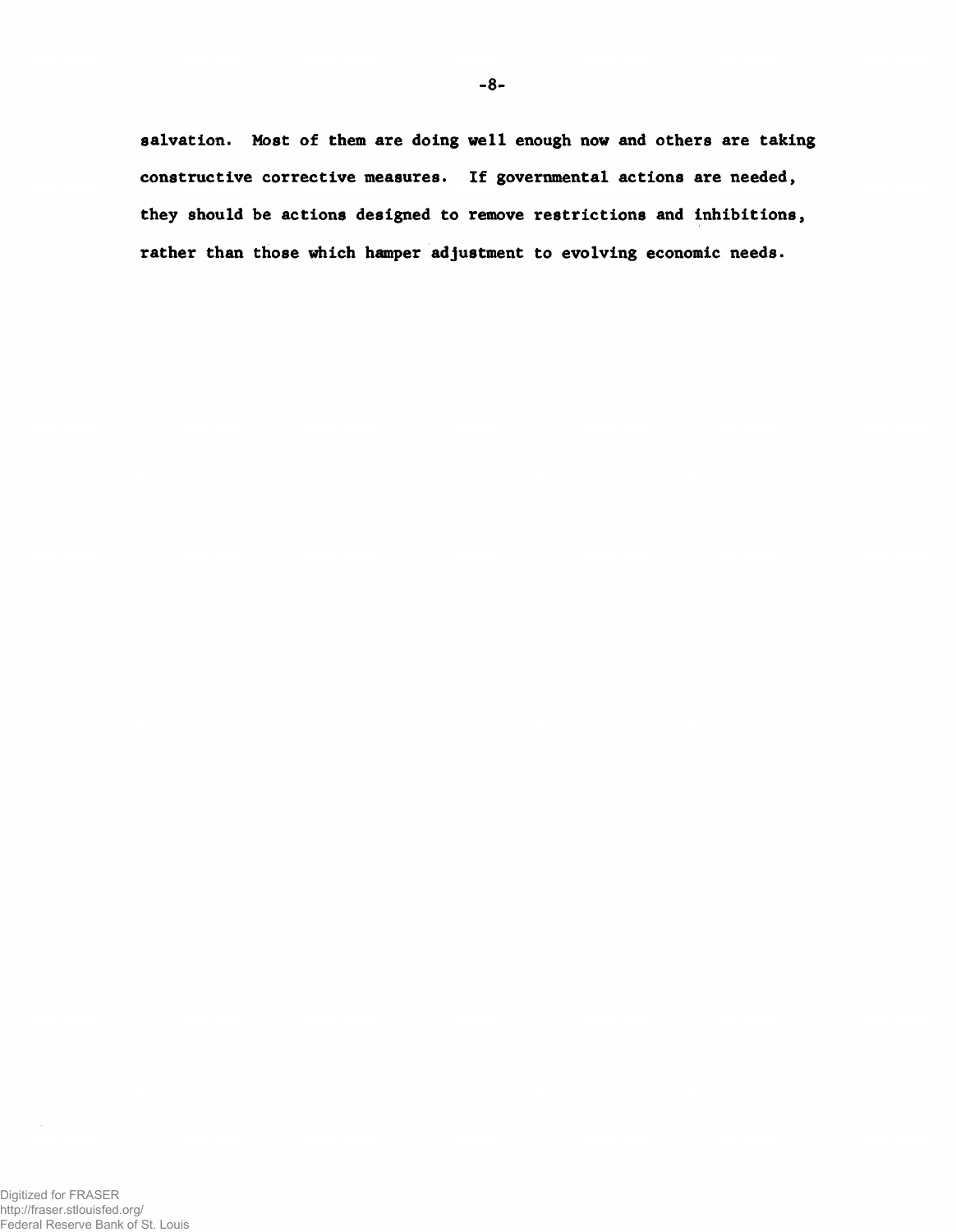salvation. Most of them are doing well enough now and others are taking constructive corrective measures. If governmental actions are needed, they should be actions designed to remove restrictions and inhibitions, rather than those which hamper adjustment to evolving economic needs.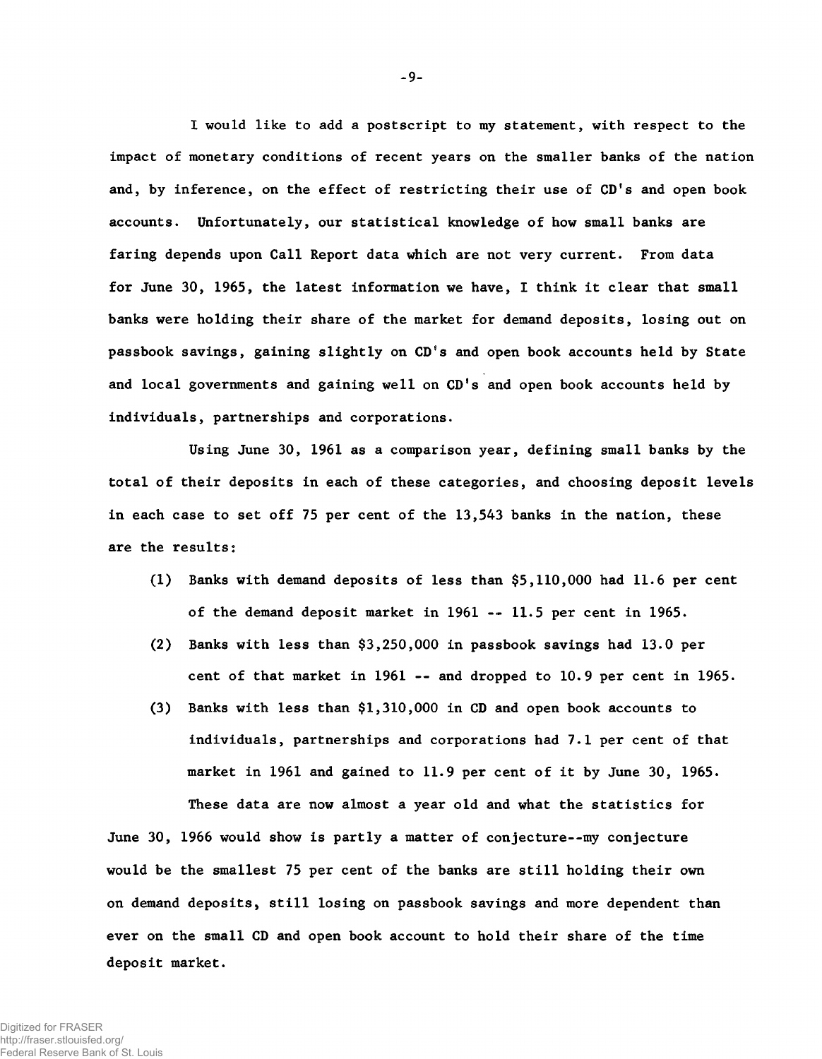I would like to add a postscript to my statement, with respect to the impact of monetary conditions of recent years on the smaller banks of the nation and, by inference, on the effect of restricting their use of CD's and open book accounts. Unfortunately, our statistical knowledge of how small banks are faring depends upon Call Report data which are not very current. From data for June 30, 1965, the latest information we have, I think it clear that small banks were holding their share of the market for demand deposits, losing out on passbook savings, gaining slightly on CD's and open book accounts held by State and local governments and gaining well on CD's and open book accounts held by individuals, partnerships and corporations.

Using June 30, 1961 as a comparison year, defining small banks by the total of their deposits in each of these categories, and choosing deposit levels in each case to set off 75 per cent of the 13,543 banks in the nation, these are the results:

(1) Banks with demand deposits of less than $5,110,000 had 11.6 per cent of the demand deposit market in 1961 -- 11.5 per cent in 1965.

(2) Banks with less than $3,250,000 in passbook savings had 13.0 per cent of that market in 1961 -- and dropped to 10.9 per cent in 1965.

(3) Banks with less than $1,310,000 in CD and open book accounts to individuals, partnerships and corporations had 7.1 per cent of that market in 1961 and gained to 11.9 per cent of it by June 30, 1965.

These data are now almost a year old and what the statistics for June 30, 1966 would show is partly a matter of conjecture--my conjecture would be the smallest 75 per cent of the banks are still holding their own on demand deposits, still losing on passbook savings and more dependent than ever on the small CD and open book account to hold their share of the time deposit market.